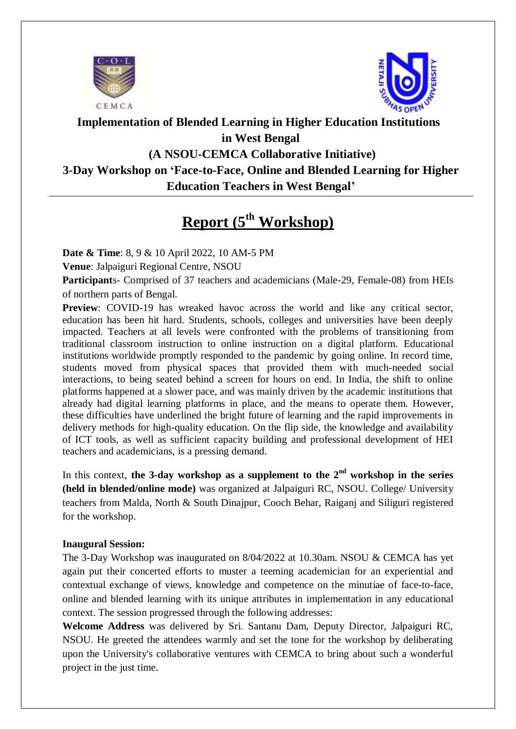**Implementation of Blended Learning in Higher Education Institutions in West Bengal**

**(A NSOU-CEMCA Collaborative Initiative)**

**3-Day Workshop on 'Face-to-Face, Online and Blended Learning for Higher Education Teachers in West Bengal'**

# Report (5th Workshop)

**Date & Time**: 8, 9 & 10 April 2022, 10 AM-5 PM

**Venue**: Jalpaiguri Regional Centre, NSOU

**Participant**s- Comprised of 37 teachers and academicians (Male-29, Female-08) from HEIs of northern parts of Bengal.

**Preview**: COVID-19 has wreaked havoc across the world and like any critical sector, education has been hit hard. Students, schools, colleges and universities have been deeply impacted. Teachers at all levels were confronted with the problems of transitioning from traditional classroom instruction to online instruction on a digital platform. Educational institutions worldwide promptly responded to the pandemic by going online. In record time, students moved from physical spaces that provided them with much-needed social interactions, to being seated behind a screen for hours on end. In India, the shift to online platforms happened at a slower pace, and was mainly driven by the academic institutions that already had digital learning platforms in place, and the means to operate them. However, these difficulties have underlined the bright future of learning and the rapid improvements in delivery methods for high-quality education. On the flip side, the knowledge and availability of ICT tools, as well as sufficient capacity building and professional development of HEI teachers and academicians, is a pressing demand.

In this context, **the 3-day workshop as a supplement to the 2nd workshop in the series (held in blended/online mode)** was organized at Jalpaiguri RC, NSOU. College/ University teachers from Malda, North & South Dinajpur, Cooch Behar, Raiganj and Siliguri registered for the workshop.

**Inaugural Session:**

The 3-Day Workshop was inaugurated on 8/04/2022 at 10.30am. NSOU & CEMCA has yet again put their concerted efforts to muster a teeming academician for an experiential and contextual exchange of views, knowledge and competence on the minutiae of face-to-face, online and blended learning with its unique attributes in implementation in any educational context. The session progressed through the following addresses:

**Welcome Address** was delivered by Sri. Santanu Dam, Deputy Director, Jalpaiguri RC, NSOU. He greeted the attendees warmly and set the tone for the workshop by deliberating upon the University's collaborative ventures with CEMCA to bring about such a wonderful project in the just time.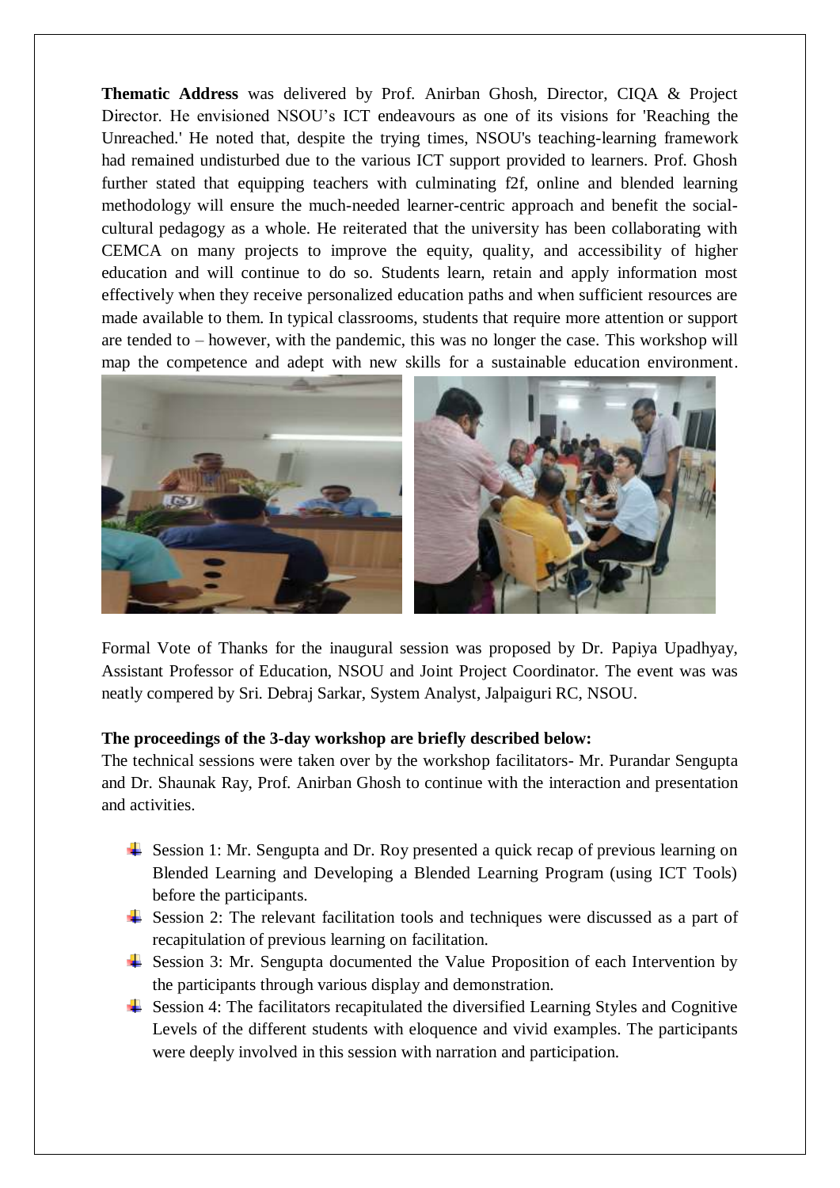**Thematic Address** was delivered by Prof. Anirban Ghosh, Director, CIQA & Project Director. He envisioned NSOU's ICT endeavours as one of its visions for 'Reaching the Unreached.' He noted that, despite the trying times, NSOU's teaching-learning framework had remained undisturbed due to the various ICT support provided to learners. Prof. Ghosh further stated that equipping teachers with culminating f2f, online and blended learning methodology will ensure the much-needed learner-centric approach and benefit the social-cultural pedagogy as a whole. He reiterated that the university has been collaborating with CEMCA on many projects to improve the equity, quality, and accessibility of higher education and will continue to do so. Students learn, retain and apply information most effectively when they receive personalized education paths and when sufficient resources are made available to them. In typical classrooms, students that require more attention or support are tended to – however, with the pandemic, this was no longer the case. This workshop will map the competence and adept with new skills for a sustainable education environment.

Formal Vote of Thanks for the inaugural session was proposed by Dr. Papiya Upadhyay, Assistant Professor of Education, NSOU and Joint Project Coordinator. The event was was neatly compered by Sri. Debraj Sarkar, System Analyst, Jalpaiguri RC, NSOU.

**The proceedings of the 3-day workshop are briefly described below:**

The technical sessions were taken over by the workshop facilitators- Mr. Purandar Sengupta and Dr. Shaunak Ray, Prof. Anirban Ghosh to continue with the interaction and presentation and activities.

- Session 1: Mr. Sengupta and Dr. Roy presented a quick recap of previous learning on Blended Learning and Developing a Blended Learning Program (using ICT Tools) before the participants.
- Session 2: The relevant facilitation tools and techniques were discussed as a part of recapitulation of previous learning on facilitation.
- Session 3: Mr. Sengupta documented the Value Proposition of each Intervention by the participants through various display and demonstration.
- Session 4: The facilitators recapitulated the diversified Learning Styles and Cognitive Levels of the different students with eloquence and vivid examples. The participants were deeply involved in this session with narration and participation.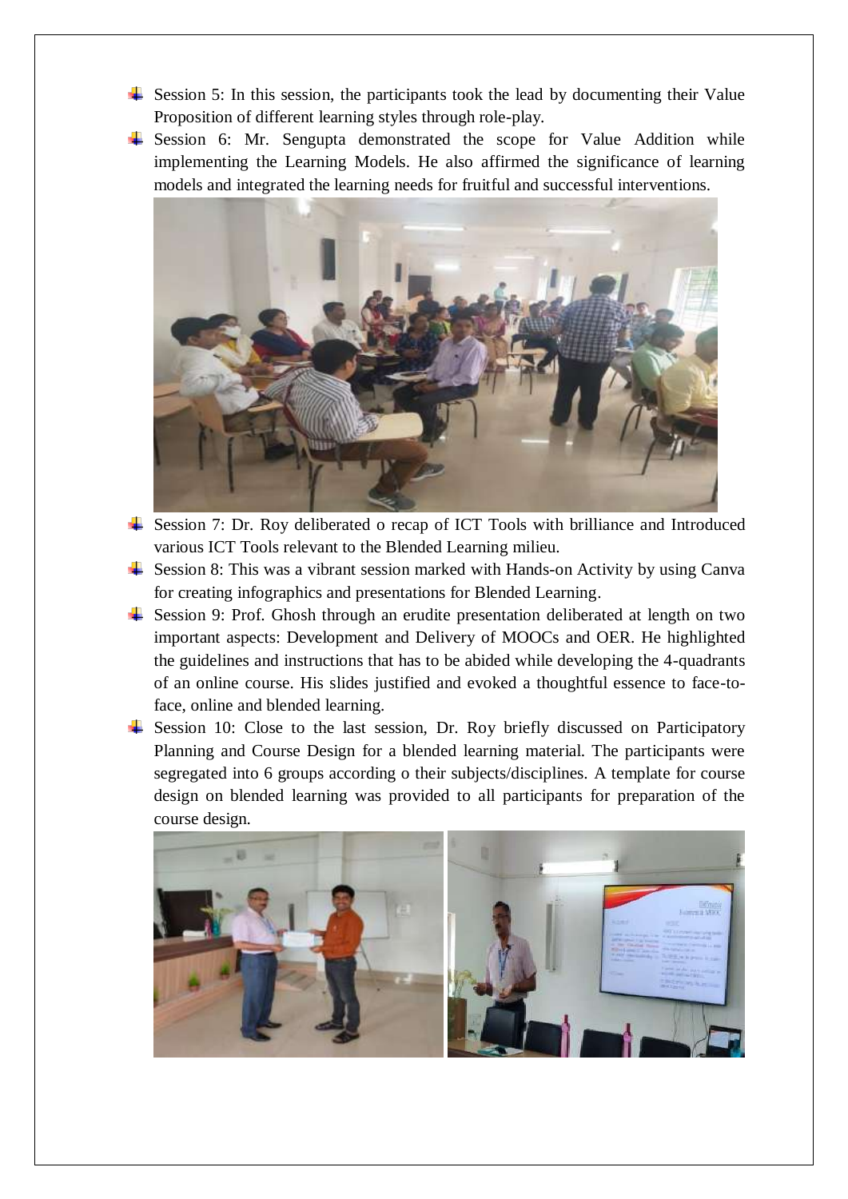- Session 5: In this session, the participants took the lead by documenting their Value Proposition of different learning styles through role-play.
- Session 6: Mr. Sengupta demonstrated the scope for Value Addition while implementing the Learning Models. He also affirmed the significance of learning models and integrated the learning needs for fruitful and successful interventions.
- Session 7: Dr. Roy deliberated o recap of ICT Tools with brilliance and Introduced various ICT Tools relevant to the Blended Learning milieu.
- Session 8: This was a vibrant session marked with Hands-on Activity by using Canva for creating infographics and presentations for Blended Learning.
- Session 9: Prof. Ghosh through an erudite presentation deliberated at length on two important aspects: Development and Delivery of MOOCs and OER. He highlighted the guidelines and instructions that has to be abided while developing the 4-quadrants of an online course. His slides justified and evoked a thoughtful essence to face-to-face, online and blended learning.
- Session 10: Close to the last session, Dr. Roy briefly discussed on Participatory Planning and Course Design for a blended learning material. The participants were segregated into 6 groups according o their subjects/disciplines. A template for course design on blended learning was provided to all participants for preparation of the course design.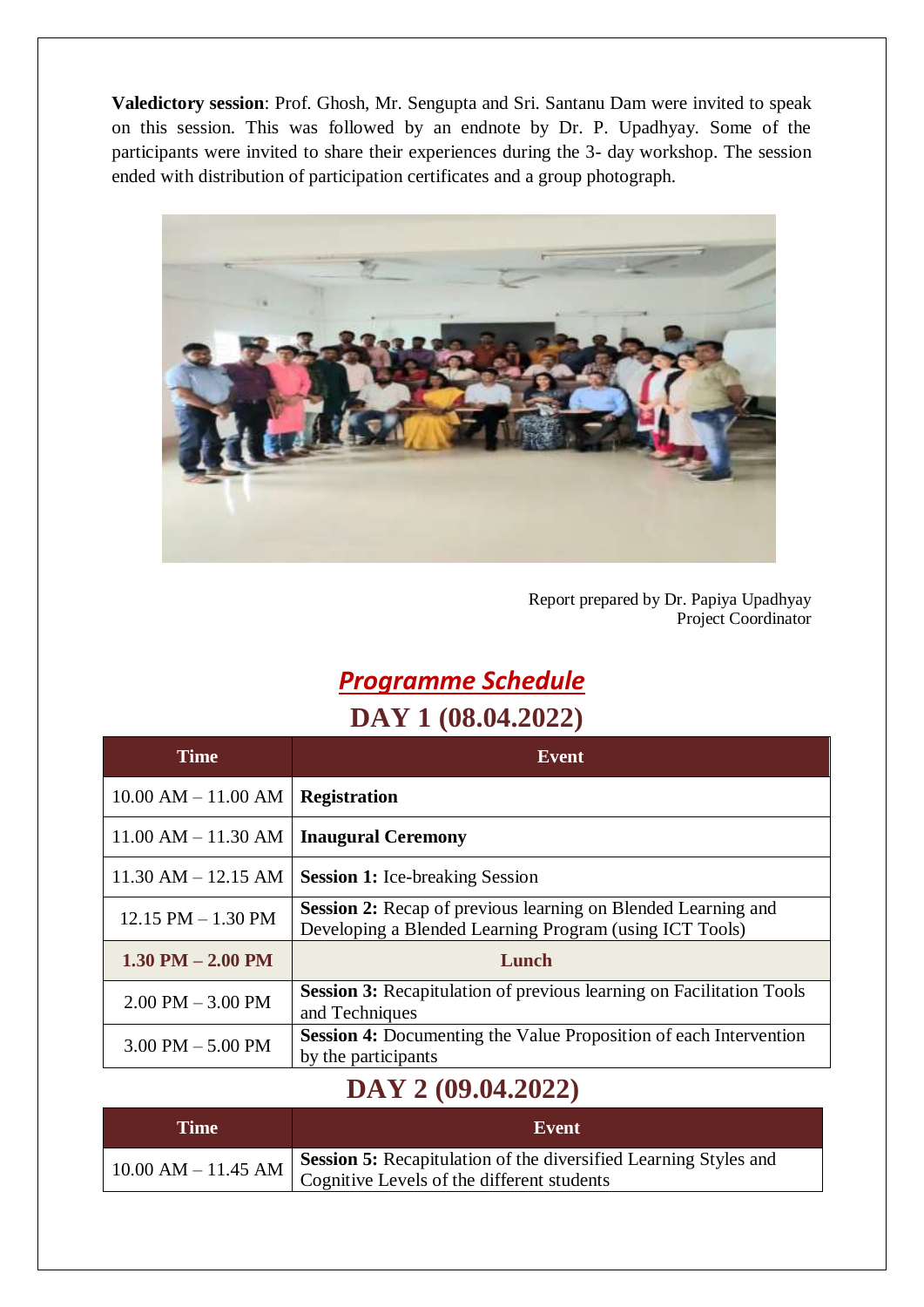**Valedictory session**: Prof. Ghosh, Mr. Sengupta and Sri. Santanu Dam were invited to speak on this session. This was followed by an endnote by Dr. P. Upadhyay. Some of the participants were invited to share their experiences during the 3- day workshop. The session ended with distribution of participation certificates and a group photograph.

Report prepared by Dr. Papiya Upadhyay
Project Coordinator

## ***Programme Schedule***

### DAY 1 (08.04.2022)

| Time | Event |
|---|---|
| 10.00 AM – 11.00 AM | **Registration** |
| 11.00 AM – 11.30 AM | **Inaugural Ceremony** |
| 11.30 AM – 12.15 AM | **Session 1:** Ice-breaking Session |
| 12.15 PM – 1.30 PM | **Session 2:** Recap of previous learning on Blended Learning and Developing a Blended Learning Program (using ICT Tools) |
| **1.30 PM – 2.00 PM** | **Lunch** |
| 2.00 PM – 3.00 PM | **Session 3:** Recapitulation of previous learning on Facilitation Tools and Techniques |
| 3.00 PM – 5.00 PM | **Session 4:** Documenting the Value Proposition of each Intervention by the participants |

### DAY 2 (09.04.2022)

| Time | Event |
|---|---|
| 10.00 AM – 11.45 AM | **Session 5:** Recapitulation of the diversified Learning Styles and Cognitive Levels of the different students |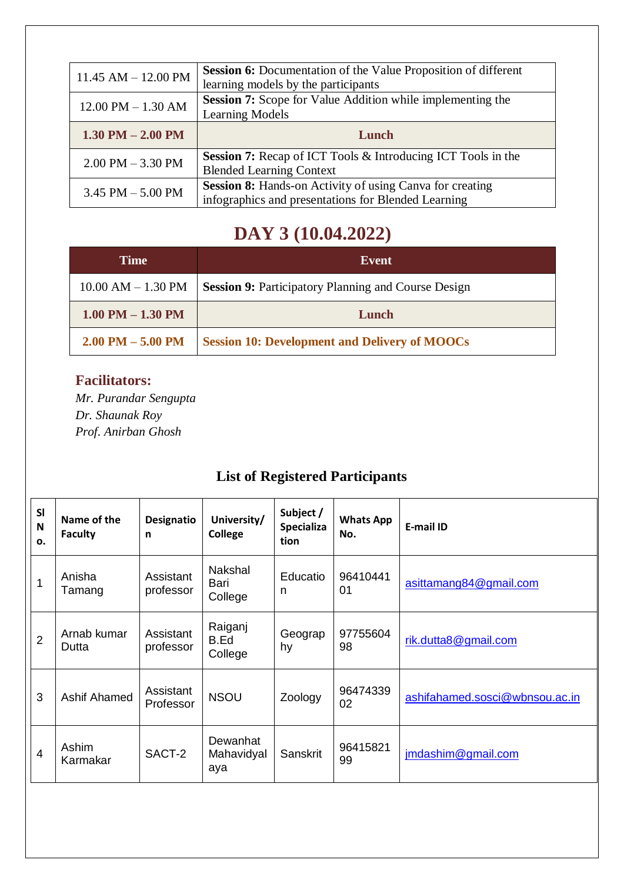| 11.45 AM – 12.00 PM | **Session 6:** Documentation of the Value Proposition of different learning models by the participants |
|---|---|
| 12.00 PM – 1.30 AM | **Session 7:** Scope for Value Addition while implementing the Learning Models |
| **1.30 PM – 2.00 PM** | **Lunch** |
| 2.00 PM – 3.30 PM | **Session 7:** Recap of ICT Tools & Introducing ICT Tools in the Blended Learning Context |
| 3.45 PM – 5.00 PM | **Session 8:** Hands-on Activity of using Canva for creating infographics and presentations for Blended Learning |

## DAY 3 (10.04.2022)

| Time | Event |
|---|---|
| 10.00 AM – 1.30 PM | **Session 9:** Participatory Planning and Course Design |
| **1.00 PM – 1.30 PM** | **Lunch** |
| **2.00 PM – 5.00 PM** | **Session 10: Development and Delivery of MOOCs** |

### Facilitators:

*Mr. Purandar Sengupta*
*Dr. Shaunak Roy*
*Prof. Anirban Ghosh*

### List of Registered Participants

| Sl No. | Name of the Faculty | Designation | University/ College | Subject / Specialization | Whats App No. | E-mail ID |
|---|---|---|---|---|---|---|
| 1 | Anisha Tamang | Assistant professor | Nakshal Bari College | Education | 9641044101 | asittamang84@gmail.com |
| 2 | Arnab kumar Dutta | Assistant professor | Raiganj B.Ed College | Geography | 9775560498 | rik.dutta8@gmail.com |
| 3 | Ashif Ahamed | Assistant Professor | NSOU | Zoology | 9647433902 | ashifahamed.sosci@wbnsou.ac.in |
| 4 | Ashim Karmakar | SACT-2 | Dewanhat Mahavidyalaya | Sanskrit | 9641582199 | jmdashim@gmail.com |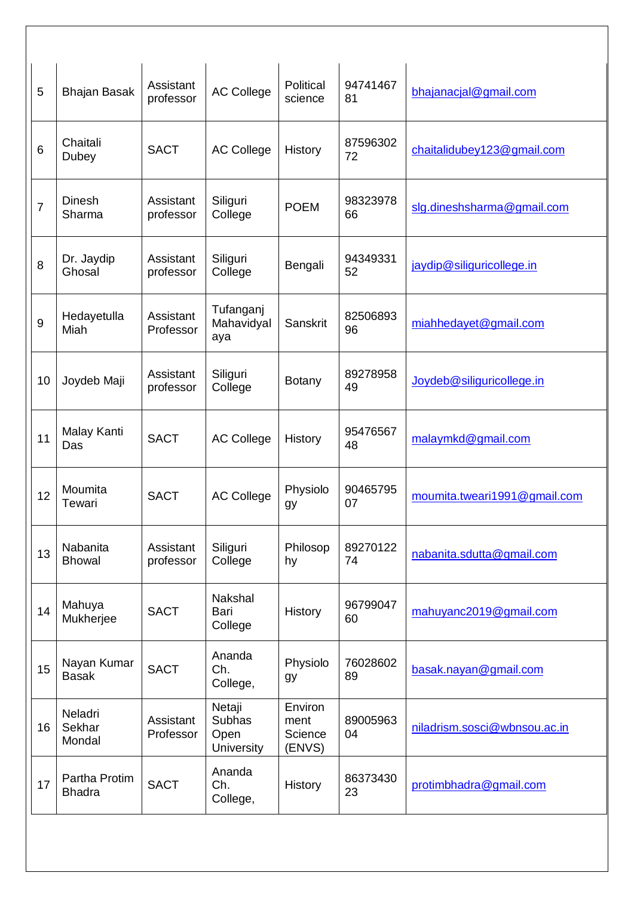| 5 | Bhajan Basak | Assistant professor | AC College | Political science | 9474146781 | bhajanacjal@gmail.com |
|---|---|---|---|---|---|---|
| 6 | Chaitali Dubey | SACT | AC College | History | 8759630272 | chaitalidubey123@gmail.com |
| 7 | Dinesh Sharma | Assistant professor | Siliguri College | POEM | 9832397866 | slg.dineshsharma@gmail.com |
| 8 | Dr. Jaydip Ghosal | Assistant professor | Siliguri College | Bengali | 9434933152 | jaydip@siliguricollege.in |
| 9 | Hedayetulla Miah | Assistant Professor | Tufanganj Mahavidyalaya | Sanskrit | 8250689396 | miahhedayet@gmail.com |
| 10 | Joydeb Maji | Assistant professor | Siliguri College | Botany | 8927895849 | Joydeb@siliguricollege.in |
| 11 | Malay Kanti Das | SACT | AC College | History | 9547656748 | malaymkd@gmail.com |
| 12 | Moumita Tewari | SACT | AC College | Physiology | 9046579507 | moumita.tweari1991@gmail.com |
| 13 | Nabanita Bhowal | Assistant professor | Siliguri College | Philosophy | 8927012274 | nabanita.sdutta@gmail.com |
| 14 | Mahuya Mukherjee | SACT | Nakshal Bari College | History | 9679904760 | mahuyanc2019@gmail.com |
| 15 | Nayan Kumar Basak | SACT | Ananda Ch. College, | Physiology | 7602860289 | basak.nayan@gmail.com |
| 16 | Neladri Sekhar Mondal | Assistant Professor | Netaji Subhas Open University | Environment Science (ENVS) | 8900596304 | niladrism.sosci@wbnsou.ac.in |
| 17 | Partha Protim Bhadra | SACT | Ananda Ch. College, | History | 8637343023 | protimbhadra@gmail.com |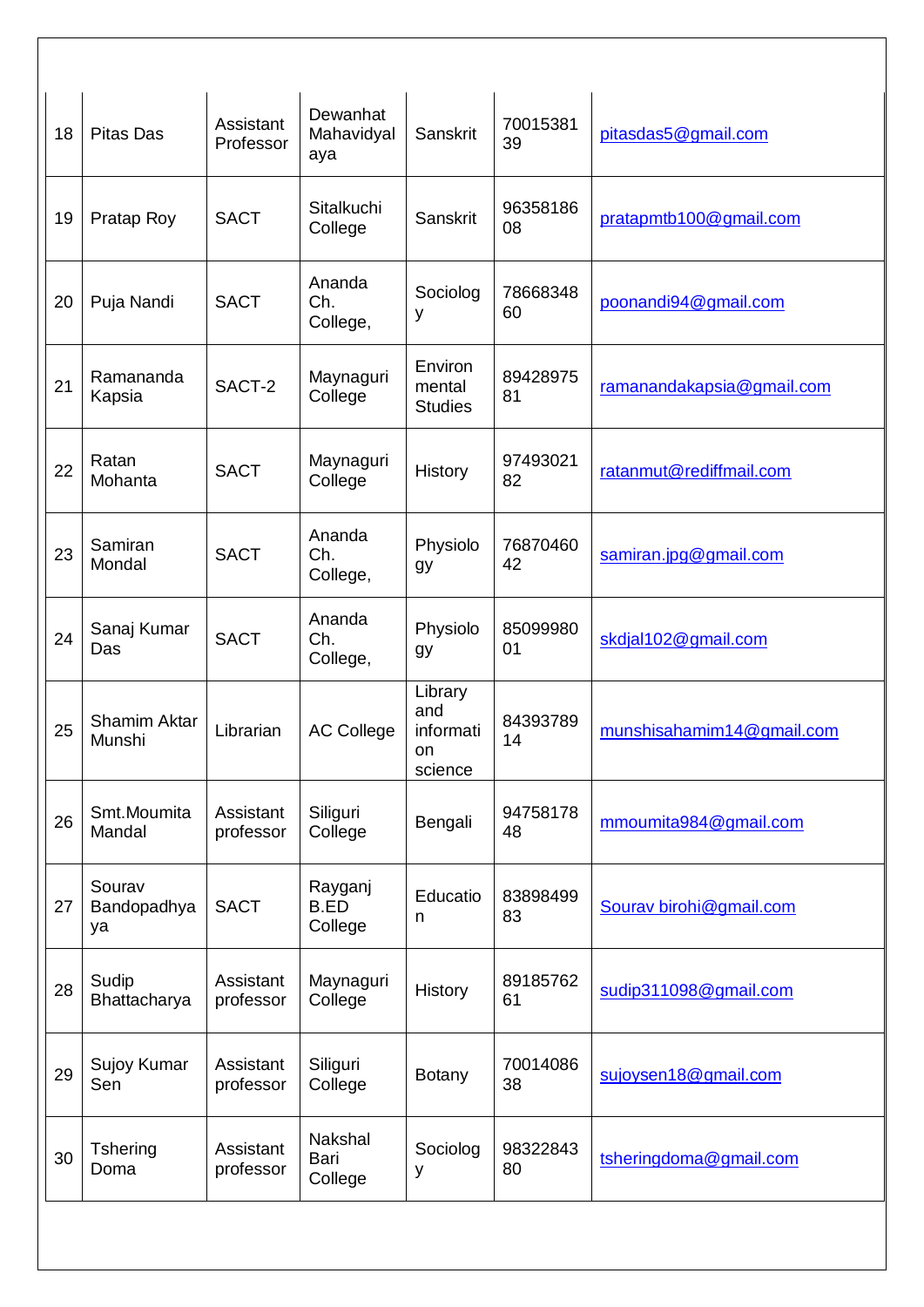| 18 | Pitas Das | Assistant Professor | Dewanhat Mahavidyalaya | Sanskrit | 7001538139 | pitasdas5@gmail.com |
|---|---|---|---|---|---|---|
| 19 | Pratap Roy | SACT | Sitalkuchi College | Sanskrit | 9635818608 | pratapmtb100@gmail.com |
| 20 | Puja Nandi | SACT | Ananda Ch. College, | Sociology | 7866834860 | poonandi94@gmail.com |
| 21 | Ramananda Kapsia | SACT-2 | Maynaguri College | Environmental Studies | 8942897581 | ramanandakapsia@gmail.com |
| 22 | Ratan Mohanta | SACT | Maynaguri College | History | 9749302182 | ratanmut@rediffmail.com |
| 23 | Samiran Mondal | SACT | Ananda Ch. College, | Physiology | 7687046042 | samiran.jpg@gmail.com |
| 24 | Sanaj Kumar Das | SACT | Ananda Ch. College, | Physiology | 8509998001 | skdjal102@gmail.com |
| 25 | Shamim Aktar Munshi | Librarian | AC College | Library and information science | 8439378914 | munshisahamim14@gmail.com |
| 26 | Smt.Moumita Mandal | Assistant professor | Siliguri College | Bengali | 9475817848 | mmoumita984@gmail.com |
| 27 | Sourav Bandopadhyaya | SACT | Rayganj B.ED College | Education | 8389849983 | Sourav birohi@gmail.com |
| 28 | Sudip Bhattacharya | Assistant professor | Maynaguri College | History | 8918576261 | sudip311098@gmail.com |
| 29 | Sujoy Kumar Sen | Assistant professor | Siliguri College | Botany | 7001408638 | sujoysen18@gmail.com |
| 30 | Tshering Doma | Assistant professor | Nakshal Bari College | Sociology | 9832284380 | tsheringdoma@gmail.com |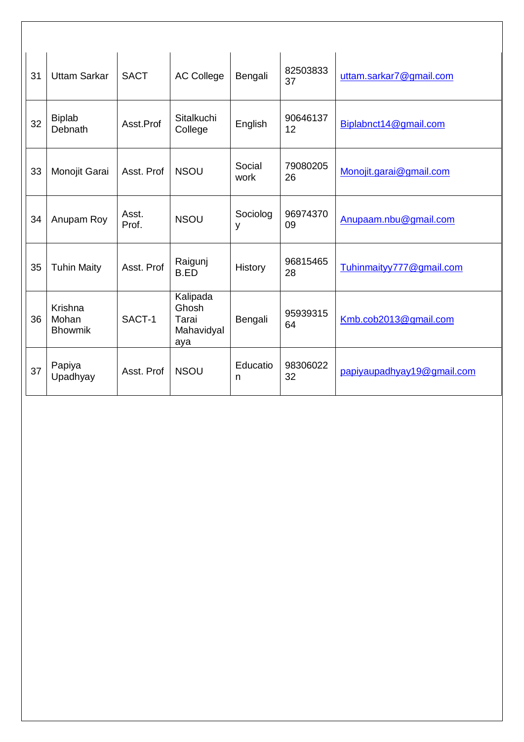| | | | | | | |
|---|---|---|---|---|---|---|
| 31 | Uttam Sarkar | SACT | AC College | Bengali | 8250383337 | uttam.sarkar7@gmail.com |
| 32 | Biplab Debnath | Asst.Prof | Sitalkuchi College | English | 9064613712 | Biplabnct14@gmail.com |
| 33 | Monojit Garai | Asst. Prof | NSOU | Social work | 7908020526 | Monojit.garai@gmail.com |
| 34 | Anupam Roy | Asst. Prof. | NSOU | Sociology | 9697437009 | Anupaam.nbu@gmail.com |
| 35 | Tuhin Maity | Asst. Prof | Raigunj B.ED | History | 9681546528 | Tuhinmaityy777@gmail.com |
| 36 | Krishna Mohan Bhowmik | SACT-1 | Kalipada Ghosh Tarai Mahavidyalaya | Bengali | 9593931564 | Kmb.cob2013@gmail.com |
| 37 | Papiya Upadhyay | Asst. Prof | NSOU | Education | 9830602232 | papiyaupadhyay19@gmail.com |